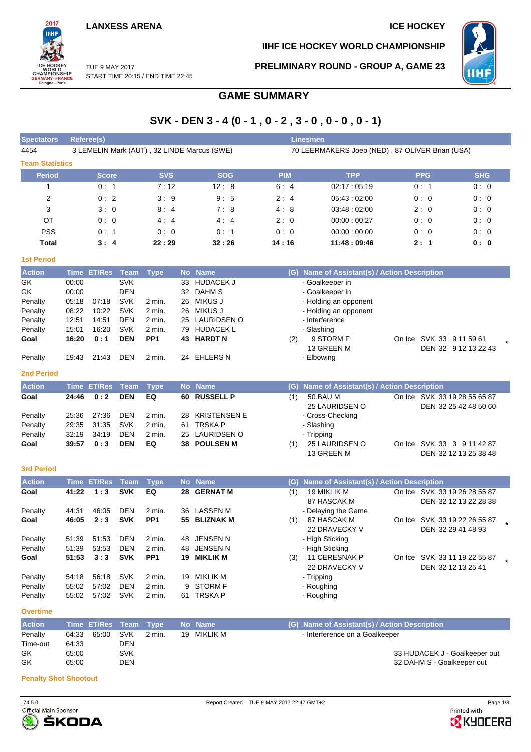LANXESS ARENA

ICE HOCKEY

IIHF ICE HOCKEY WORLD CHAMPIONSHIP

TUE 9 MAY 2017
START TIME 20:15 / END TIME 22:45

PRELIMINARY ROUND - GROUP A, GAME 23

# GAME SUMMARY

## SVK - DEN 3 - 4 (0 - 1 , 0 - 2 , 3 - 0 , 0 - 0 , 0 - 1)

| Spectators | Referee(s) | Linesmen |
|---|---|---|
| 4454 | 3 LEMELIN Mark (AUT) , 32 LINDE Marcus (SWE) | 70 LEERMAKERS Joep (NED) , 87 OLIVER Brian (USA) |

### Team Statistics

| Period | Score | SVS | SOG | PIM | TPP | PPG | SHG |
|---|---|---|---|---|---|---|---|
| 1 | 0 : 1 | 7 : 12 | 12 : 8 | 6 : 4 | 02:17 : 05:19 | 0 : 1 | 0 : 0 |
| 2 | 0 : 2 | 3 : 9 | 9 : 5 | 2 : 4 | 05:43 : 02:00 | 0 : 0 | 0 : 0 |
| 3 | 3 : 0 | 8 : 4 | 7 : 8 | 4 : 8 | 03:48 : 02:00 | 2 : 0 | 0 : 0 |
| OT | 0 : 0 | 4 : 4 | 4 : 4 | 2 : 0 | 00:00 : 00:27 | 0 : 0 | 0 : 0 |
| PSS | 0 : 1 | 0 : 0 | 0 : 1 | 0 : 0 | 00:00 : 00:00 | 0 : 0 | 0 : 0 |
| **Total** | **3 : 4** | **22 : 29** | **32 : 26** | **14 : 16** | **11:48 : 09:46** | **2 : 1** | **0 : 0** |

### 1st Period

| Action | Time | ET/Res | Team | Type | No | Name | (G) | Name of Assistant(s) / Action Description | On Ice | |
|---|---|---|---|---|---|---|---|---|---|---|
| GK | 00:00 | | SVK | | 33 | HUDACEK J | | - Goalkeeper in | | |
| GK | 00:00 | | DEN | | 32 | DAHM S | | - Goalkeeper in | | |
| Penalty | 05:18 | 07:18 | SVK | 2 min. | 26 | MIKUS J | | - Holding an opponent | | |
| Penalty | 08:22 | 10:22 | SVK | 2 min. | 26 | MIKUS J | | - Holding an opponent | | |
| Penalty | 12:51 | 14:51 | DEN | 2 min. | 25 | LAURIDSEN O | | - Interference | | |
| Penalty | 15:01 | 16:20 | SVK | 2 min. | 79 | HUDACEK L | | - Slashing | | |
| **Goal** | **16:20** | **0 : 1** | **DEN** | **PP1** | **43** | **HARDT N** | (2) | 9 STORM F<br>13 GREEN M | SVK 33 9 11 59 61<br>DEN 32 9 12 13 22 43 | * |
| Penalty | 19:43 | 21:43 | DEN | 2 min. | 24 | EHLERS N | | - Elbowing | | |

### 2nd Period

| Action | Time | ET/Res | Team | Type | No | Name | (G) | Name of Assistant(s) / Action Description | On Ice |
|---|---|---|---|---|---|---|---|---|---|
| **Goal** | **24:46** | **0 : 2** | **DEN** | **EQ** | **60** | **RUSSELL P** | (1) | 50 BAU M<br>25 LAURIDSEN O | SVK 33 19 28 55 65 87<br>DEN 32 25 42 48 50 60 |
| Penalty | 25:36 | 27:36 | DEN | 2 min. | 28 | KRISTENSEN E | | - Cross-Checking | |
| Penalty | 29:35 | 31:35 | SVK | 2 min. | 61 | TRSKA P | | - Slashing | |
| Penalty | 32:19 | 34:19 | DEN | 2 min. | 25 | LAURIDSEN O | | - Tripping | |
| **Goal** | **39:57** | **0 : 3** | **DEN** | **EQ** | **38** | **POULSEN M** | (1) | 25 LAURIDSEN O<br>13 GREEN M | SVK 33 3 9 11 42 87<br>DEN 32 12 13 25 38 48 |

### 3rd Period

| Action | Time | ET/Res | Team | Type | No | Name | (G) | Name of Assistant(s) / Action Description | On Ice | |
|---|---|---|---|---|---|---|---|---|---|---|
| **Goal** | **41:22** | **1 : 3** | **SVK** | **EQ** | **28** | **GERNAT M** | (1) | 19 MIKLIK M<br>87 HASCAK M | SVK 33 19 26 28 55 87<br>DEN 32 12 13 22 28 38 | |
| Penalty | 44:31 | 46:05 | DEN | 2 min. | 36 | LASSEN M | | - Delaying the Game | | |
| **Goal** | **46:05** | **2 : 3** | **SVK** | **PP1** | **55** | **BLIZNAK M** | (1) | 87 HASCAK M<br>22 DRAVECKY V | SVK 33 19 22 26 55 87<br>DEN 32 29 41 48 93 | * |
| Penalty | 51:39 | 51:53 | DEN | 2 min. | 48 | JENSEN N | | - High Sticking | | |
| Penalty | 51:39 | 53:53 | DEN | 2 min. | 48 | JENSEN N | | - High Sticking | | |
| **Goal** | **51:53** | **3 : 3** | **SVK** | **PP1** | **19** | **MIKLIK M** | (3) | 11 CERESNAK P<br>22 DRAVECKY V | SVK 33 11 19 22 55 87<br>DEN 32 12 13 25 41 | * |
| Penalty | 54:18 | 56:18 | SVK | 2 min. | 19 | MIKLIK M | | - Tripping | | |
| Penalty | 55:02 | 57:02 | DEN | 2 min. | 9 | STORM F | | - Roughing | | |
| Penalty | 55:02 | 57:02 | SVK | 2 min. | 61 | TRSKA P | | - Roughing | | |

### Overtime

| Action | Time | ET/Res | Team | Type | No | Name | (G) | Name of Assistant(s) / Action Description | |
|---|---|---|---|---|---|---|---|---|---|
| Penalty | 64:33 | 65:00 | SVK | 2 min. | 19 | MIKLIK M | | - Interference on a Goalkeeper | |
| Time-out | 64:33 | | DEN | | | | | | |
| GK | 65:00 | | SVK | | | | | | 33 HUDACEK J - Goalkeeper out |
| GK | 65:00 | | DEN | | | | | | 32 DAHM S - Goalkeeper out |

### Penalty Shot Shootout

_74 5.0 Report Created TUE 9 MAY 2017 22:47 GMT+2

Official Main Sponsor ŠKODA — Printed with KYOCERA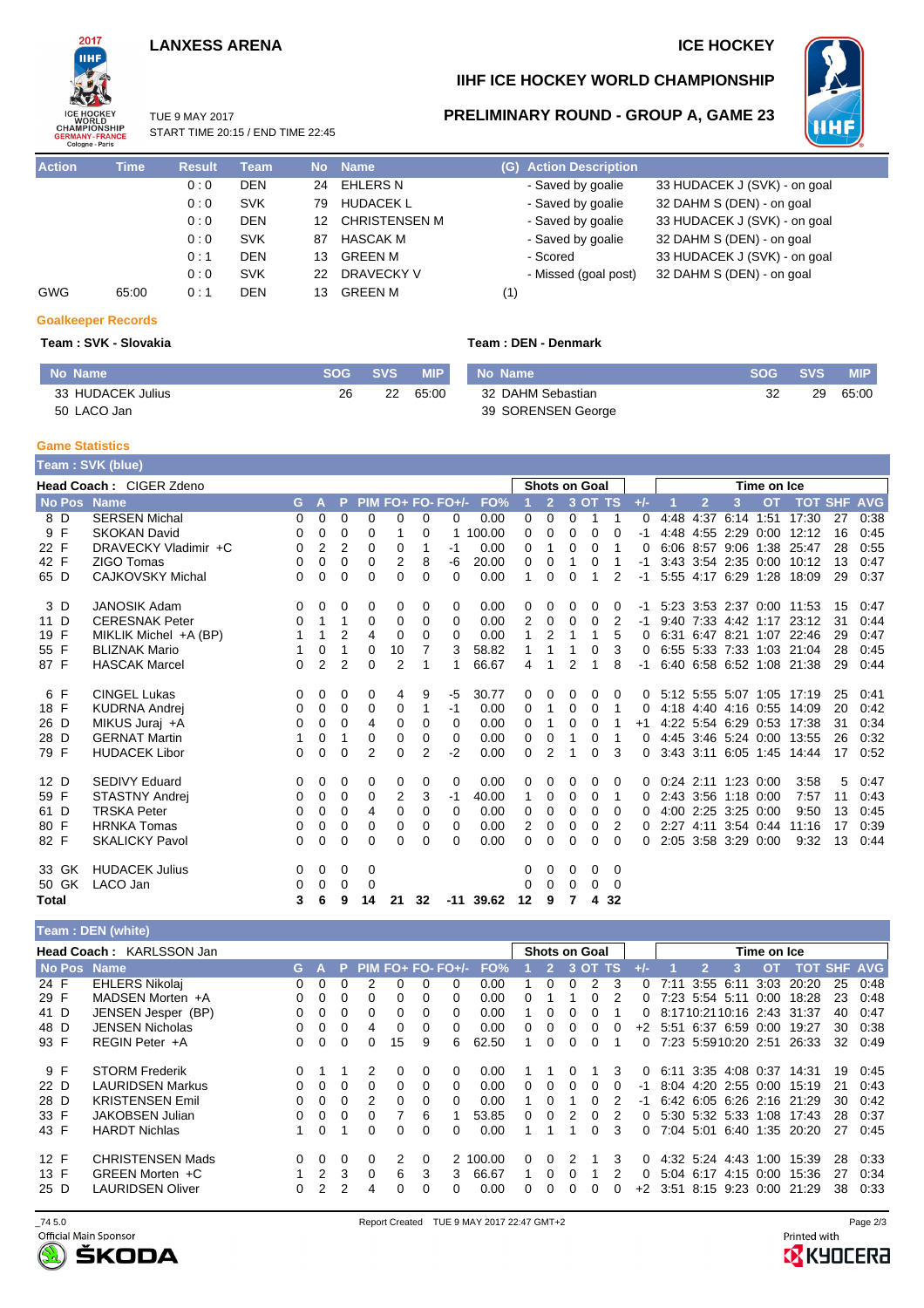LANXESS ARENA

ICE HOCKEY

# IIHF ICE HOCKEY WORLD CHAMPIONSHIP

## PRELIMINARY ROUND - GROUP A, GAME 23

TUE 9 MAY 2017
START TIME 20:15 / END TIME 22:45

| Action | Time | Result | Team | No | Name | (G) | Action Description | |
|---|---|---|---|---|---|---|---|---|
| | | 0 : 0 | DEN | 24 | EHLERS N | | - Saved by goalie | 33 HUDACEK J (SVK) - on goal |
| | | 0 : 0 | SVK | 79 | HUDACEK L | | - Saved by goalie | 32 DAHM S (DEN) - on goal |
| | | 0 : 0 | DEN | 12 | CHRISTENSEN M | | - Saved by goalie | 33 HUDACEK J (SVK) - on goal |
| | | 0 : 0 | SVK | 87 | HASCAK M | | - Saved by goalie | 32 DAHM S (DEN) - on goal |
| | | 0 : 1 | DEN | 13 | GREEN M | | - Scored | 33 HUDACEK J (SVK) - on goal |
| | | 0 : 0 | SVK | 22 | DRAVECKY V | | - Missed (goal post) | 32 DAHM S (DEN) - on goal |
| GWG | 65:00 | 0 : 1 | DEN | 13 | GREEN M | (1) | | |

### Goalkeeper Records

**Team : SVK - Slovakia**

| No | Name | SOG | SVS | MIP |
|---|---|---|---|---|
| 33 | HUDACEK Julius | 26 | 22 | 65:00 |
| 50 | LACO Jan | | | |

**Team : DEN - Denmark**

| No | Name | SOG | SVS | MIP |
|---|---|---|---|---|
| 32 | DAHM Sebastian | 32 | 29 | 65:00 |
| 39 | SORENSEN George | | | |

### Game Statistics

**Team : SVK (blue)**

**Head Coach :** CIGER Zdeno

| No | Pos | Name | G | A | P | PIM | FO+ | FO- | FO+/- | FO% | SOG 1 | SOG 2 | SOG 3 | SOG OT | SOG TS | +/- | TOI 1 | TOI 2 | TOI 3 | TOI OT | TOI TOT | SHF | AVG |
|---|---|---|---|---|---|---|---|---|---|---|---|---|---|---|---|---|---|---|---|---|---|---|---|
| 8 | D | SERSEN Michal | 0 | 0 | 0 | 0 | 0 | 0 | 0 | 0.00 | 0 | 0 | 0 | 1 | 1 | 0 | 4:48 | 4:37 | 6:14 | 1:51 | 17:30 | 27 | 0:38 |
| 9 | F | SKOKAN David | 0 | 0 | 0 | 0 | 1 | 0 | 1 | 100.00 | 0 | 0 | 0 | 0 | 0 | -1 | 4:48 | 4:55 | 2:29 | 0:00 | 12:12 | 16 | 0:45 |
| 22 | F | DRAVECKY Vladimir +C | 0 | 2 | 2 | 0 | 0 | 1 | -1 | 0.00 | 0 | 1 | 0 | 0 | 1 | 0 | 6:06 | 8:57 | 9:06 | 1:38 | 25:47 | 28 | 0:55 |
| 42 | F | ZIGO Tomas | 0 | 0 | 0 | 0 | 2 | 8 | -6 | 20.00 | 0 | 0 | 1 | 0 | 1 | -1 | 3:43 | 3:54 | 2:35 | 0:00 | 10:12 | 13 | 0:47 |
| 65 | D | CAJKOVSKY Michal | 0 | 0 | 0 | 0 | 0 | 0 | 0 | 0.00 | 1 | 0 | 0 | 1 | 2 | -1 | 5:55 | 4:17 | 6:29 | 1:28 | 18:09 | 29 | 0:37 |
| 3 | D | JANOSIK Adam | 0 | 0 | 0 | 0 | 0 | 0 | 0 | 0.00 | 0 | 0 | 0 | 0 | 0 | -1 | 5:23 | 3:53 | 2:37 | 0:00 | 11:53 | 15 | 0:47 |
| 11 | D | CERESNAK Peter | 0 | 1 | 1 | 0 | 0 | 0 | 0 | 0.00 | 2 | 0 | 0 | 0 | 2 | -1 | 9:40 | 7:33 | 4:42 | 1:17 | 23:12 | 31 | 0:44 |
| 19 | F | MIKLIK Michel +A (BP) | 1 | 1 | 2 | 4 | 0 | 0 | 0 | 0.00 | 1 | 2 | 1 | 1 | 5 | 0 | 6:31 | 6:47 | 8:21 | 1:07 | 22:46 | 29 | 0:47 |
| 55 | F | BLIZNAK Mario | 1 | 0 | 1 | 0 | 10 | 7 | 3 | 58.82 | 1 | 1 | 1 | 0 | 3 | 0 | 6:55 | 5:33 | 7:33 | 1:03 | 21:04 | 28 | 0:45 |
| 87 | F | HASCAK Marcel | 0 | 2 | 2 | 0 | 2 | 1 | 1 | 66.67 | 4 | 1 | 2 | 1 | 8 | -1 | 6:40 | 6:58 | 6:52 | 1:08 | 21:38 | 29 | 0:44 |
| 6 | F | CINGEL Lukas | 0 | 0 | 0 | 0 | 4 | 9 | -5 | 30.77 | 0 | 0 | 0 | 0 | 0 | 0 | 5:12 | 5:55 | 5:07 | 1:05 | 17:19 | 25 | 0:41 |
| 18 | F | KUDRNA Andrej | 0 | 0 | 0 | 0 | 0 | 1 | -1 | 0.00 | 0 | 1 | 0 | 0 | 1 | 0 | 4:18 | 4:40 | 4:16 | 0:55 | 14:09 | 20 | 0:42 |
| 26 | D | MIKUS Juraj +A | 0 | 0 | 0 | 4 | 0 | 0 | 0 | 0.00 | 0 | 1 | 0 | 0 | 1 | +1 | 4:22 | 5:54 | 6:29 | 0:53 | 17:38 | 31 | 0:34 |
| 28 | D | GERNAT Martin | 1 | 0 | 1 | 0 | 0 | 0 | 0 | 0.00 | 0 | 0 | 1 | 0 | 1 | 0 | 4:45 | 3:46 | 5:24 | 0:00 | 13:55 | 26 | 0:32 |
| 79 | F | HUDACEK Libor | 0 | 0 | 0 | 2 | 0 | 2 | -2 | 0.00 | 0 | 2 | 1 | 0 | 3 | 0 | 3:43 | 3:11 | 6:05 | 1:45 | 14:44 | 17 | 0:52 |
| 12 | D | SEDIVY Eduard | 0 | 0 | 0 | 0 | 0 | 0 | 0 | 0.00 | 0 | 0 | 0 | 0 | 0 | 0 | 0:24 | 2:11 | 1:23 | 0:00 | 3:58 | 5 | 0:47 |
| 59 | F | STASTNY Andrej | 0 | 0 | 0 | 0 | 2 | 3 | -1 | 40.00 | 1 | 0 | 0 | 0 | 1 | 0 | 2:43 | 3:56 | 1:18 | 0:00 | 7:57 | 11 | 0:43 |
| 61 | D | TRSKA Peter | 0 | 0 | 0 | 4 | 0 | 0 | 0 | 0.00 | 0 | 0 | 0 | 0 | 0 | 0 | 4:00 | 2:25 | 3:25 | 0:00 | 9:50 | 13 | 0:45 |
| 80 | F | HRNKA Tomas | 0 | 0 | 0 | 0 | 0 | 0 | 0 | 0.00 | 2 | 0 | 0 | 0 | 2 | 0 | 2:27 | 4:11 | 3:54 | 0:44 | 11:16 | 17 | 0:39 |
| 82 | F | SKALICKY Pavol | 0 | 0 | 0 | 0 | 0 | 0 | 0 | 0.00 | 0 | 0 | 0 | 0 | 0 | 0 | 2:05 | 3:58 | 3:29 | 0:00 | 9:32 | 13 | 0:44 |
| 33 | GK | HUDACEK Julius | 0 | 0 | 0 | 0 | | | | | 0 | 0 | 0 | 0 | 0 | | | | | | | | |
| 50 | GK | LACO Jan | 0 | 0 | 0 | 0 | | | | | 0 | 0 | 0 | 0 | 0 | | | | | | | | |
| **Total** | | | **3** | **6** | **9** | **14** | **21** | **32** | **-11** | **39.62** | **12** | **9** | **7** | **4** | **32** | | | | | | | | |

**Team : DEN (white)**

**Head Coach :** KARLSSON Jan

| No | Pos | Name | G | A | P | PIM | FO+ | FO- | FO+/- | FO% | SOG 1 | SOG 2 | SOG 3 | SOG OT | SOG TS | +/- | TOI 1 | TOI 2 | TOI 3 | TOI OT | TOI TOT | SHF | AVG |
|---|---|---|---|---|---|---|---|---|---|---|---|---|---|---|---|---|---|---|---|---|---|---|---|
| 24 | F | EHLERS Nikolaj | 0 | 0 | 0 | 2 | 0 | 0 | 0 | 0.00 | 1 | 0 | 0 | 2 | 3 | 0 | 7:11 | 3:55 | 6:11 | 3:03 | 20:20 | 25 | 0:48 |
| 29 | F | MADSEN Morten +A | 0 | 0 | 0 | 0 | 0 | 0 | 0 | 0.00 | 0 | 1 | 1 | 0 | 2 | 0 | 7:23 | 5:54 | 5:11 | 0:00 | 18:28 | 23 | 0:48 |
| 41 | D | JENSEN Jesper (BP) | 0 | 0 | 0 | 0 | 0 | 0 | 0 | 0.00 | 1 | 0 | 0 | 0 | 1 | 0 | 8:17 | 10:21 | 10:16 | 2:43 | 31:37 | 40 | 0:47 |
| 48 | D | JENSEN Nicholas | 0 | 0 | 0 | 4 | 0 | 0 | 0 | 0.00 | 0 | 0 | 0 | 0 | 0 | +2 | 5:51 | 6:37 | 6:59 | 0:00 | 19:27 | 30 | 0:38 |
| 93 | F | REGIN Peter +A | 0 | 0 | 0 | 0 | 15 | 9 | 6 | 62.50 | 1 | 0 | 0 | 0 | 1 | 0 | 7:23 | 5:59 | 10:20 | 2:51 | 26:33 | 32 | 0:49 |
| 9 | F | STORM Frederik | 0 | 1 | 1 | 2 | 0 | 0 | 0 | 0.00 | 1 | 1 | 0 | 1 | 3 | 0 | 6:11 | 3:35 | 4:08 | 0:37 | 14:31 | 19 | 0:45 |
| 22 | D | LAURIDSEN Markus | 0 | 0 | 0 | 0 | 0 | 0 | 0 | 0.00 | 0 | 0 | 0 | 0 | 0 | -1 | 8:04 | 4:20 | 2:55 | 0:00 | 15:19 | 21 | 0:43 |
| 28 | D | KRISTENSEN Emil | 0 | 0 | 0 | 2 | 0 | 0 | 0 | 0.00 | 1 | 0 | 1 | 0 | 2 | -1 | 6:42 | 6:05 | 6:26 | 2:16 | 21:29 | 30 | 0:42 |
| 33 | F | JAKOBSEN Julian | 0 | 0 | 0 | 0 | 7 | 6 | 1 | 53.85 | 0 | 0 | 2 | 0 | 2 | 0 | 5:30 | 5:32 | 5:33 | 1:08 | 17:43 | 28 | 0:37 |
| 43 | F | HARDT Nichlas | 1 | 0 | 1 | 0 | 0 | 0 | 0 | 0.00 | 1 | 1 | 1 | 0 | 3 | 0 | 7:04 | 5:01 | 6:40 | 1:35 | 20:20 | 27 | 0:45 |
| 12 | F | CHRISTENSEN Mads | 0 | 0 | 0 | 0 | 2 | 0 | 2 | 100.00 | 0 | 0 | 2 | 1 | 3 | 0 | 4:32 | 5:24 | 4:43 | 1:00 | 15:39 | 28 | 0:33 |
| 13 | F | GREEN Morten +C | 1 | 2 | 3 | 0 | 6 | 3 | 3 | 66.67 | 1 | 0 | 0 | 1 | 2 | 0 | 5:04 | 6:17 | 4:15 | 0:00 | 15:36 | 27 | 0:34 |
| 25 | D | LAURIDSEN Oliver | 0 | 2 | 2 | 4 | 0 | 0 | 0 | 0.00 | 0 | 0 | 0 | 0 | 0 | +2 | 3:51 | 8:15 | 9:23 | 0:00 | 21:29 | 38 | 0:33 |

_74 5.0 Report Created TUE 9 MAY 2017 22:47 GMT+2

Official Main Sponsor ŠKODA — Printed with KYOCERA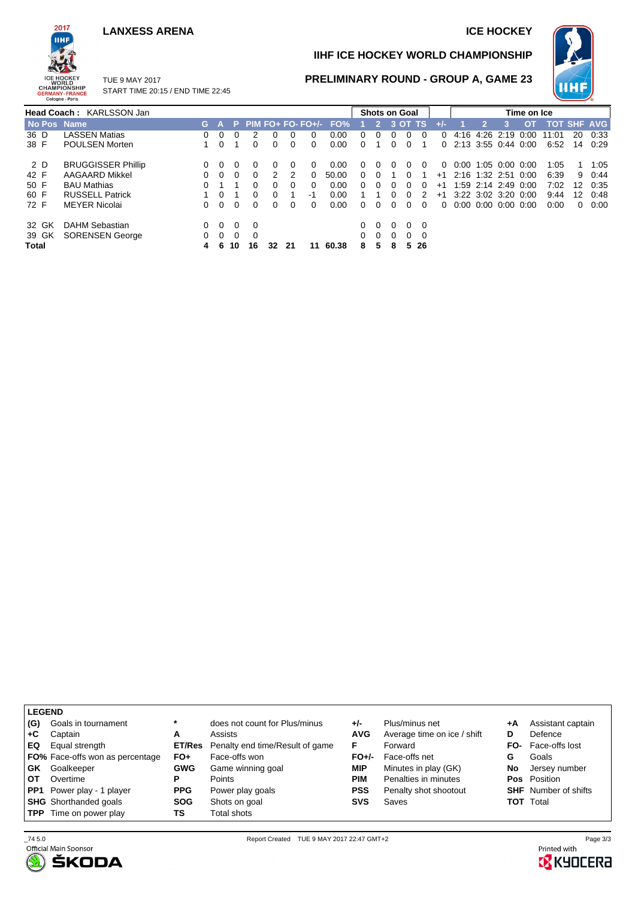LANXESS ARENA

ICE HOCKEY

# IIHF ICE HOCKEY WORLD CHAMPIONSHIP

## PRELIMINARY ROUND - GROUP A, GAME 23

TUE 9 MAY 2017
START TIME 20:15 / END TIME 22:45

**Head Coach :** KARLSSON Jan

| No | Pos | Name | G | A | P | PIM | FO+ | FO- | FO+/- | FO% | SOG 1 | SOG 2 | SOG 3 | SOG OT | TS | +/- | TOI 1 | TOI 2 | TOI 3 | TOI OT | TOT | SHF | AVG |
|---|---|---|---|---|---|---|---|---|---|---|---|---|---|---|---|---|---|---|---|---|---|---|---|
| 36 | D | LASSEN Matias | 0 | 0 | 0 | 2 | 0 | 0 | 0 | 0.00 | 0 | 0 | 0 | 0 | 0 | 0 | 4:16 | 4:26 | 2:19 | 0:00 | 11:01 | 20 | 0:33 |
| 38 | F | POULSEN Morten | 1 | 0 | 1 | 0 | 0 | 0 | 0 | 0.00 | 0 | 1 | 0 | 0 | 1 | 0 | 2:13 | 3:55 | 0:44 | 0:00 | 6:52 | 14 | 0:29 |
| 2 | D | BRUGGISSER Phillip | 0 | 0 | 0 | 0 | 0 | 0 | 0 | 0.00 | 0 | 0 | 0 | 0 | 0 | 0 | 0:00 | 1:05 | 0:00 | 0:00 | 1:05 | 1 | 1:05 |
| 42 | F | AAGAARD Mikkel | 0 | 0 | 0 | 0 | 2 | 2 | 0 | 50.00 | 0 | 0 | 1 | 0 | 1 | +1 | 2:16 | 1:32 | 2:51 | 0:00 | 6:39 | 9 | 0:44 |
| 50 | F | BAU Mathias | 0 | 1 | 1 | 0 | 0 | 0 | 0 | 0.00 | 0 | 0 | 0 | 0 | 0 | +1 | 1:59 | 2:14 | 2:49 | 0:00 | 7:02 | 12 | 0:35 |
| 60 | F | RUSSELL Patrick | 1 | 0 | 1 | 0 | 0 | 1 | -1 | 0.00 | 1 | 1 | 0 | 0 | 2 | +1 | 3:22 | 3:02 | 3:20 | 0:00 | 9:44 | 12 | 0:48 |
| 72 | F | MEYER Nicolai | 0 | 0 | 0 | 0 | 0 | 0 | 0 | 0.00 | 0 | 0 | 0 | 0 | 0 | 0 | 0:00 | 0:00 | 0:00 | 0:00 | 0:00 | 0 | 0:00 |
| 32 | GK | DAHM Sebastian | 0 | 0 | 0 | 0 | | | | | 0 | 0 | 0 | 0 | 0 | | | | | | | | |
| 39 | GK | SORENSEN George | 0 | 0 | 0 | 0 | | | | | 0 | 0 | 0 | 0 | 0 | | | | | | | | |
| **Total** | | | **4** | **6** | **10** | **16** | **32** | **21** | **11** | **60.38** | **8** | **5** | **8** | **5** | **26** | | | | | | | | |

**LEGEND**

| | | | | | | | |
|---|---|---|---|---|---|---|---|
| **(G)** | Goals in tournament | * | does not count for Plus/minus | **+/-** | Plus/minus net | **+A** | Assistant captain |
| **+C** | Captain | **A** | Assists | **AVG** | Average time on ice / shift | **D** | Defence |
| **EQ** | Equal strength | **ET/Res** | Penalty end time/Result of game | **F** | Forward | **FO-** | Face-offs lost |
| **FO%** | Face-offs won as percentage | **FO+** | Face-offs won | **FO+/-** | Face-offs net | **G** | Goals |
| **GK** | Goalkeeper | **GWG** | Game winning goal | **MIP** | Minutes in play (GK) | **No** | Jersey number |
| **OT** | Overtime | **P** | Points | **PIM** | Penalties in minutes | **Pos** | Position |
| **PP1** | Power play - 1 player | **PPG** | Power play goals | **PSS** | Penalty shot shootout | **SHF** | Number of shifts |
| **SHG** | Shorthanded goals | **SOG** | Shots on goal | **SVS** | Saves | **TOT** | Total |
| **TPP** | Time on power play | **TS** | Total shots | | | | |

_74 5.0

Report Created TUE 9 MAY 2017 22:47 GMT+2

Official Main Sponsor ŠKODA

Printed with KYOCERA